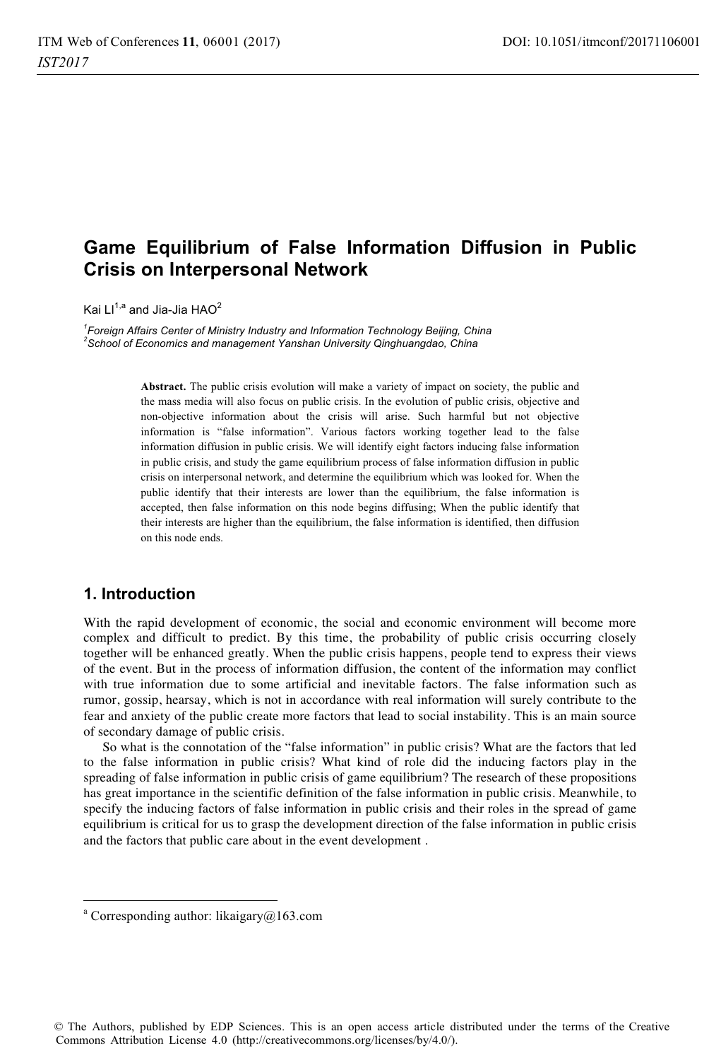# Game Equilibrium of False Information Diffusion in Public Crisis on Interpersonal Network

Kai LI[1,a] and Jia-Jia HAO[2]

[1]*Foreign Affairs Center of Ministry Industry and Information Technology Beijing, China*
[2]*School of Economics and management Yanshan University Qinghuangdao, China*

**Abstract.** The public crisis evolution will make a variety of impact on society, the public and the mass media will also focus on public crisis. In the evolution of public crisis, objective and non-objective information about the crisis will arise. Such harmful but not objective information is "false information". Various factors working together lead to the false information diffusion in public crisis. We will identify eight factors inducing false information in public crisis, and study the game equilibrium process of false information diffusion in public crisis on interpersonal network, and determine the equilibrium which was looked for. When the public identify that their interests are lower than the equilibrium, the false information is accepted, then false information on this node begins diffusing; When the public identify that their interests are higher than the equilibrium, the false information is identified, then diffusion on this node ends.

## 1. Introduction

With the rapid development of economic, the social and economic environment will become more complex and difficult to predict. By this time, the probability of public crisis occurring closely together will be enhanced greatly. When the public crisis happens, people tend to express their views of the event. But in the process of information diffusion, the content of the information may conflict with true information due to some artificial and inevitable factors. The false information such as rumor, gossip, hearsay, which is not in accordance with real information will surely contribute to the fear and anxiety of the public create more factors that lead to social instability. This is an main source of secondary damage of public crisis.

So what is the connotation of the "false information" in public crisis? What are the factors that led to the false information in public crisis? What kind of role did the inducing factors play in the spreading of false information in public crisis of game equilibrium? The research of these propositions has great importance in the scientific definition of the false information in public crisis. Meanwhile, to specify the inducing factors of false information in public crisis and their roles in the spread of game equilibrium is critical for us to grasp the development direction of the false information in public crisis and the factors that public care about in the event development .

[a] Corresponding author: likaigary@163.com

© The Authors, published by EDP Sciences. This is an open access article distributed under the terms of the Creative Commons Attribution License 4.0 (http://creativecommons.org/licenses/by/4.0/).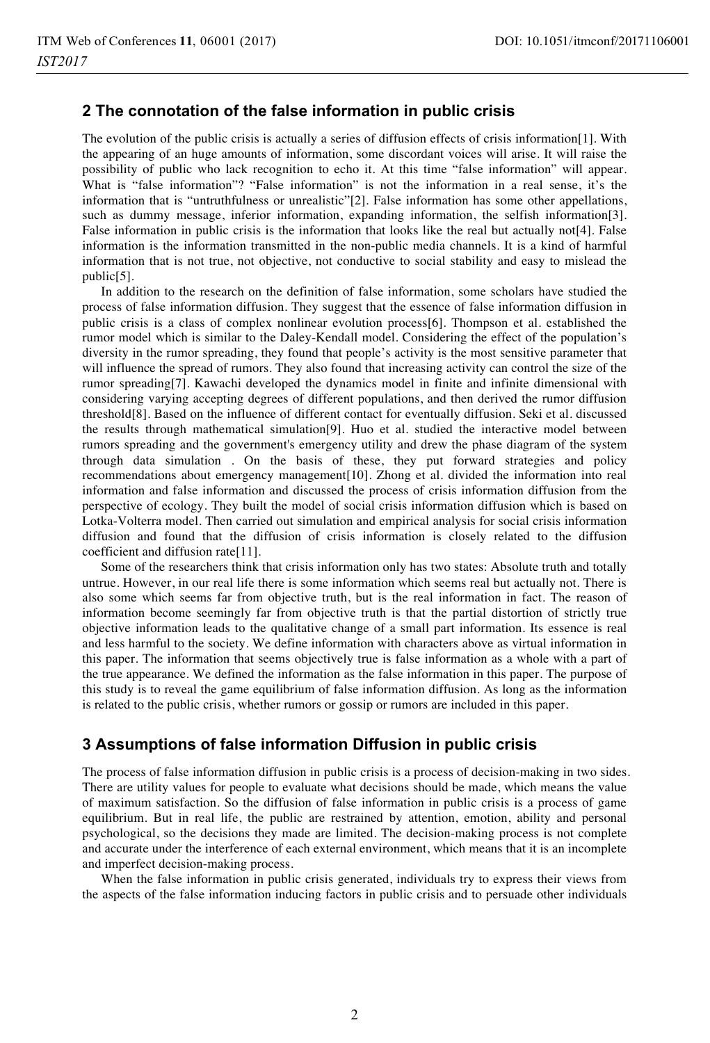## 2 The connotation of the false information in public crisis

The evolution of the public crisis is actually a series of diffusion effects of crisis information[1]. With the appearing of an huge amounts of information, some discordant voices will arise. It will raise the possibility of public who lack recognition to echo it. At this time "false information" will appear. What is "false information"? "False information" is not the information in a real sense, it's the information that is "untruthfulness or unrealistic"[2]. False information has some other appellations, such as dummy message, inferior information, expanding information, the selfish information[3]. False information in public crisis is the information that looks like the real but actually not[4]. False information is the information transmitted in the non-public media channels. It is a kind of harmful information that is not true, not objective, not conductive to social stability and easy to mislead the public[5].

In addition to the research on the definition of false information, some scholars have studied the process of false information diffusion. They suggest that the essence of false information diffusion in public crisis is a class of complex nonlinear evolution process[6]. Thompson et al. established the rumor model which is similar to the Daley-Kendall model. Considering the effect of the population's diversity in the rumor spreading, they found that people's activity is the most sensitive parameter that will influence the spread of rumors. They also found that increasing activity can control the size of the rumor spreading[7]. Kawachi developed the dynamics model in finite and infinite dimensional with considering varying accepting degrees of different populations, and then derived the rumor diffusion threshold[8]. Based on the influence of different contact for eventually diffusion. Seki et al. discussed the results through mathematical simulation[9]. Huo et al. studied the interactive model between rumors spreading and the government's emergency utility and drew the phase diagram of the system through data simulation . On the basis of these, they put forward strategies and policy recommendations about emergency management[10]. Zhong et al. divided the information into real information and false information and discussed the process of crisis information diffusion from the perspective of ecology. They built the model of social crisis information diffusion which is based on Lotka-Volterra model. Then carried out simulation and empirical analysis for social crisis information diffusion and found that the diffusion of crisis information is closely related to the diffusion coefficient and diffusion rate[11].

Some of the researchers think that crisis information only has two states: Absolute truth and totally untrue. However, in our real life there is some information which seems real but actually not. There is also some which seems far from objective truth, but is the real information in fact. The reason of information become seemingly far from objective truth is that the partial distortion of strictly true objective information leads to the qualitative change of a small part information. Its essence is real and less harmful to the society. We define information with characters above as virtual information in this paper. The information that seems objectively true is false information as a whole with a part of the true appearance. We defined the information as the false information in this paper. The purpose of this study is to reveal the game equilibrium of false information diffusion. As long as the information is related to the public crisis, whether rumors or gossip or rumors are included in this paper.

## 3 Assumptions of false information Diffusion in public crisis

The process of false information diffusion in public crisis is a process of decision-making in two sides. There are utility values for people to evaluate what decisions should be made, which means the value of maximum satisfaction. So the diffusion of false information in public crisis is a process of game equilibrium. But in real life, the public are restrained by attention, emotion, ability and personal psychological, so the decisions they made are limited. The decision-making process is not complete and accurate under the interference of each external environment, which means that it is an incomplete and imperfect decision-making process.

When the false information in public crisis generated, individuals try to express their views from the aspects of the false information inducing factors in public crisis and to persuade other individuals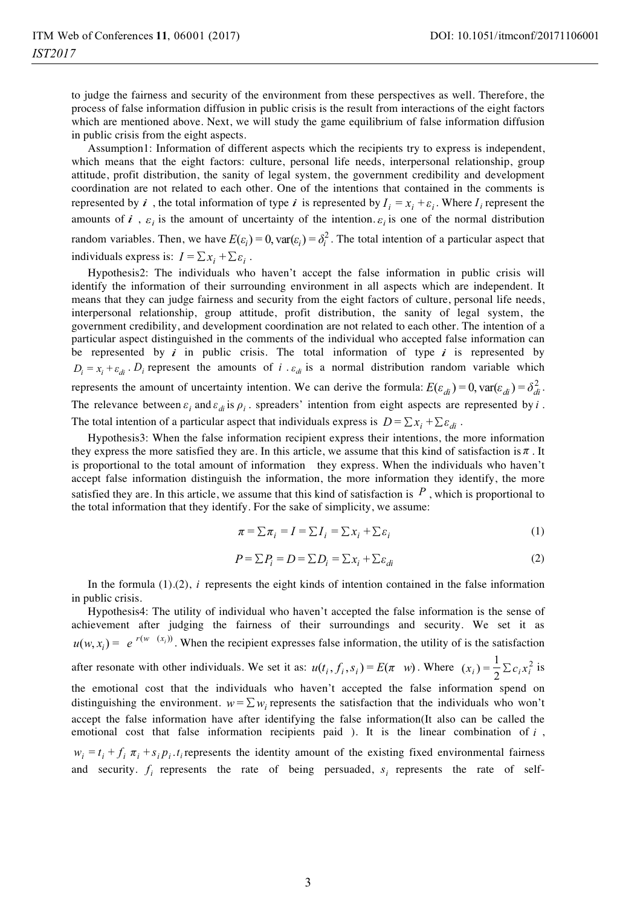to judge the fairness and security of the environment from these perspectives as well. Therefore, the process of false information diffusion in public crisis is the result from interactions of the eight factors which are mentioned above. Next, we will study the game equilibrium of false information diffusion in public crisis from the eight aspects.

Assumption1: Information of different aspects which the recipients try to express is independent, which means that the eight factors: culture, personal life needs, interpersonal relationship, group attitude, profit distribution, the sanity of legal system, the government credibility and development coordination are not related to each other. One of the intentions that contained in the comments is represented by $i$, the total information of type $i$ is represented by $I_i = x_i + \varepsilon_i$. Where $I_i$ represent the amounts of $i$, $\varepsilon_i$ is the amount of uncertainty of the intention. $\varepsilon_i$ is one of the normal distribution random variables. Then, we have $E(\varepsilon_i) = 0, \mathrm{var}(\varepsilon_i) = \delta_i^2$. The total intention of a particular aspect that individuals express is: $I = \sum x_i + \sum \varepsilon_i$.

Hypothesis2: The individuals who haven't accept the false information in public crisis will identify the information of their surrounding environment in all aspects which are independent. It means that they can judge fairness and security from the eight factors of culture, personal life needs, interpersonal relationship, group attitude, profit distribution, the sanity of legal system, the government credibility, and development coordination are not related to each other. The intention of a particular aspect distinguished in the comments of the individual who accepted false information can be represented by $i$ in public crisis. The total information of type $i$ is represented by $D_i = x_i + \varepsilon_{di}$. $D_i$ represent the amounts of $i$. $\varepsilon_{di}$ is a normal distribution random variable which represents the amount of uncertainty intention. We can derive the formula: $E(\varepsilon_{di}) = 0, \mathrm{var}(\varepsilon_{di}) = \delta_{di}^2$. The relevance between $\varepsilon_i$ and $\varepsilon_{di}$ is $\rho_i$. spreaders' intention from eight aspects are represented by $i$. The total intention of a particular aspect that individuals express is $D = \sum x_i + \sum \varepsilon_{di}$.

Hypothesis3: When the false information recipient express their intentions, the more information they express the more satisfied they are. In this article, we assume that this kind of satisfaction is $\pi$. It is proportional to the total amount of information they express. When the individuals who haven't accept false information distinguish the information, the more information they identify, the more satisfied they are. In this article, we assume that this kind of satisfaction is $P$, which is proportional to the total information that they identify. For the sake of simplicity, we assume:

$$\pi = \sum \pi_i = I = \sum I_i = \sum x_i + \sum \varepsilon_i \tag{1}$$

$$P = \sum P_i = D = \sum D_i = \sum x_i + \sum \varepsilon_{di} \tag{2}$$

In the formula (1).(2), $i$ represents the eight kinds of intention contained in the false information in public crisis.

Hypothesis4: The utility of individual who haven't accepted the false information is the sense of achievement after judging the fairness of their surroundings and security. We set it as $u(w, x_i) = e^{r(w \quad (x_i))}$. When the recipient expresses false information, the utility of is the satisfaction after resonate with other individuals. We set it as: $u(t_i, f_i, s_i) = E(\pi \quad w)$. Where $(x_i) = \frac{1}{2}\sum c_i x_i^2$ is the emotional cost that the individuals who haven't accepted the false information spend on distinguishing the environment. $w = \sum w_i$ represents the satisfaction that the individuals who won't accept the false information have after identifying the false information(It also can be called the emotional cost that false information recipients paid ). It is the linear combination of $i$, $w_i = t_i + f_i \ \pi_i + s_i p_i$. $t_i$ represents the identity amount of the existing fixed environmental fairness and security. $f_i$ represents the rate of being persuaded, $s_i$ represents the rate of self-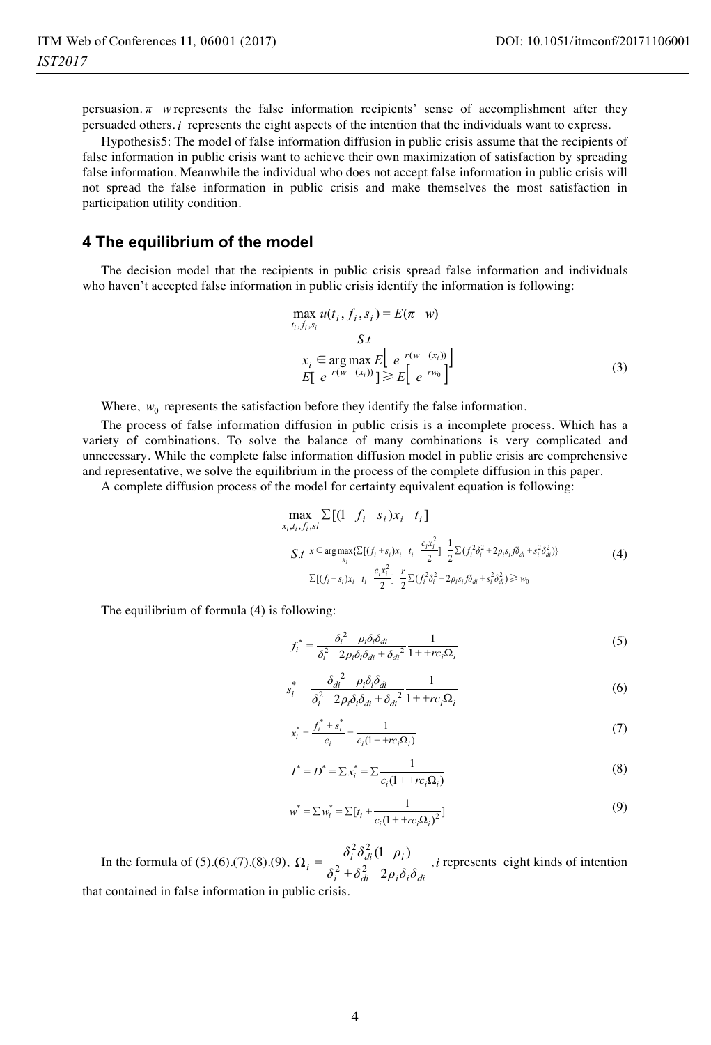persuasion. $\pi \quad w$ represents the false information recipients' sense of accomplishment after they persuaded others. $i$ represents the eight aspects of the intention that the individuals want to express.

Hypothesis5: The model of false information diffusion in public crisis assume that the recipients of false information in public crisis want to achieve their own maximization of satisfaction by spreading false information. Meanwhile the individual who does not accept false information in public crisis will not spread the false information in public crisis and make themselves the most satisfaction in participation utility condition.

## 4 The equilibrium of the model

The decision model that the recipients in public crisis spread false information and individuals who haven't accepted false information in public crisis identify the information is following:

$$
\begin{aligned}
&\max_{t_i, f_i, s_i} u(t_i, f_i, s_i) = E(\pi \quad w) \\
&\qquad\qquad S.t \\
&x_i \in \arg\max E\left[\ e^{\ r(w \quad (x_i))}\right] \\
&E[\ e^{\ r(w \quad (x_i))}] \geqslant E\left[\ e^{\ rw_0}\right]
\end{aligned} \tag{3}
$$

Where, $w_0$ represents the satisfaction before they identify the false information.

The process of false information diffusion in public crisis is a incomplete process. Which has a variety of combinations. To solve the balance of many combinations is very complicated and unnecessary. While the complete false information diffusion model in public crisis are comprehensive and representative, we solve the equilibrium in the process of the complete diffusion in this paper.

A complete diffusion process of the model for certainty equivalent equation is following:

$$
\begin{aligned}
&\max_{x_i, t_i, f_i, si} \Sigma[(1 \quad f_i \quad s_i)x_i \quad t_i] \\
&S.t\ \ x \in \arg\max_{x_i}\{\Sigma[(f_i + s_i)x_i \quad t_i \quad \frac{c_i x_i^2}{2}] \quad \frac{1}{2}\Sigma(f_i^2\delta_i^2 + 2\rho_i s_i f\delta_{di} + s_i^2\delta_{di}^2)\} \\
&\qquad \Sigma[(f_i + s_i)x_i \quad t_i \quad \frac{c_i x_i^2}{2}] \quad \frac{r}{2}\Sigma(f_i^2\delta_i^2 + 2\rho_i s_i f\delta_{di} + s_i^2\delta_{di}^2) \geqslant w_0
\end{aligned} \tag{4}
$$

The equilibrium of formula (4) is following:

$$
f_i^* = \frac{\delta_i^2 \quad \rho_i\delta_i\delta_{di}}{\delta_i^2 \quad 2\rho_i\delta_i\delta_{di} + \delta_{di}^2} \frac{1}{1 + +rc_i\Omega_i} \tag{5}
$$

$$
s_i^* = \frac{\delta_{di}^2 \quad \rho_i\delta_i\delta_{di}}{\delta_i^2 \quad 2\rho_i\delta_i\delta_{di} + \delta_{di}^2} \frac{1}{1 + +rc_i\Omega_i} \tag{6}
$$

$$
x_i^* = \frac{f_i^* + s_i^*}{c_i} = \frac{1}{c_i(1 + +rc_i\Omega_i)} \tag{7}
$$

$$
I^* = D^* = \Sigma x_i^* = \Sigma \frac{1}{c_i(1 + +rc_i\Omega_i)} \tag{8}
$$

$$
w^* = \Sigma w_i^* = \Sigma[t_i + \frac{1}{c_i(1 + +rc_i\Omega_i)^2}] \tag{9}
$$

In the formula of (5).(6).(7).(8).(9), $\Omega_i = \dfrac{\delta_i^2\delta_{di}^2(1 \quad \rho_i)}{\delta_i^2 + \delta_{di}^2 \quad 2\rho_i\delta_i\delta_{di}}$, $i$ represents eight kinds of intention that contained in false information in public crisis.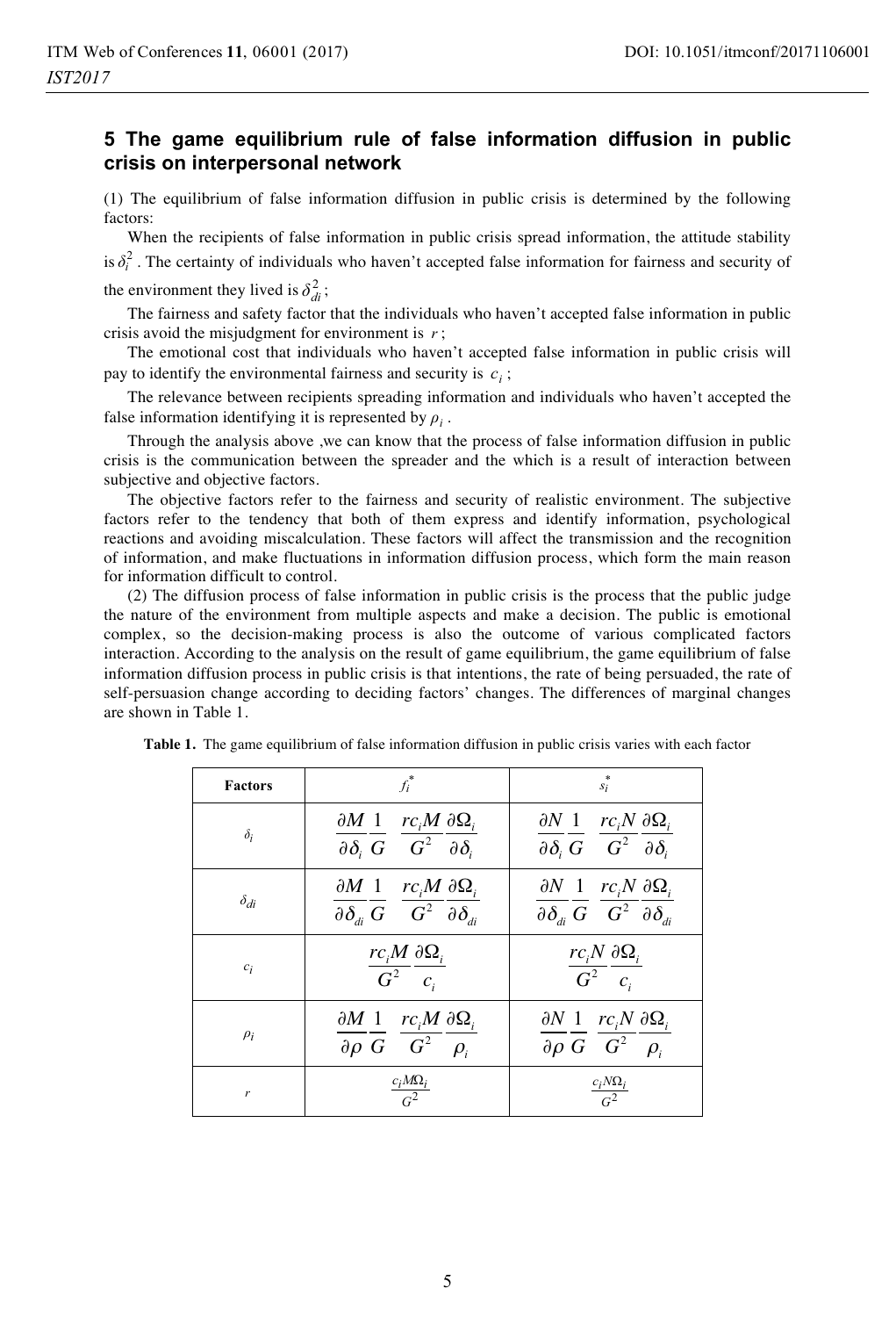## 5 The game equilibrium rule of false information diffusion in public crisis on interpersonal network

(1) The equilibrium of false information diffusion in public crisis is determined by the following factors:

When the recipients of false information in public crisis spread information, the attitude stability is $\delta_i^2$ . The certainty of individuals who haven't accepted false information for fairness and security of the environment they lived is $\delta_{di}^2$;

The fairness and safety factor that the individuals who haven't accepted false information in public crisis avoid the misjudgment for environment is $r$;

The emotional cost that individuals who haven't accepted false information in public crisis will pay to identify the environmental fairness and security is $c_i$;

The relevance between recipients spreading information and individuals who haven't accepted the false information identifying it is represented by $\rho_i$.

Through the analysis above ,we can know that the process of false information diffusion in public crisis is the communication between the spreader and the which is a result of interaction between subjective and objective factors.

The objective factors refer to the fairness and security of realistic environment. The subjective factors refer to the tendency that both of them express and identify information, psychological reactions and avoiding miscalculation. These factors will affect the transmission and the recognition of information, and make fluctuations in information diffusion process, which form the main reason for information difficult to control.

(2) The diffusion process of false information in public crisis is the process that the public judge the nature of the environment from multiple aspects and make a decision. The public is emotional complex, so the decision-making process is also the outcome of various complicated factors interaction. According to the analysis on the result of game equilibrium, the game equilibrium of false information diffusion process in public crisis is that intentions, the rate of being persuaded, the rate of self-persuasion change according to deciding factors' changes. The differences of marginal changes are shown in Table 1.

**Table 1.** The game equilibrium of false information diffusion in public crisis varies with each factor

| Factors | $f_i^*$ | $s_i^*$ |
|---|---|---|
| $\delta_i$ | $\frac{\partial M}{\partial \delta_i}\frac{1}{G} \quad \frac{rc_i M}{G^2}\frac{\partial \Omega_i}{\partial \delta_i}$ | $\frac{\partial N}{\partial \delta_i}\frac{1}{G} \quad \frac{rc_i N}{G^2}\frac{\partial \Omega_i}{\partial \delta_i}$ |
| $\delta_{di}$ | $\frac{\partial M}{\partial \delta_{di}}\frac{1}{G} \quad \frac{rc_i M}{G^2}\frac{\partial \Omega_i}{\partial \delta_{di}}$ | $\frac{\partial N}{\partial \delta_{di}}\frac{1}{G} \quad \frac{rc_i N}{G^2}\frac{\partial \Omega_i}{\partial \delta_{di}}$ |
| $c_i$ | $\frac{rc_i M}{G^2}\frac{\partial \Omega_i}{c_i}$ | $\frac{rc_i N}{G^2}\frac{\partial \Omega_i}{c_i}$ |
| $\rho_i$ | $\frac{\partial M}{\partial \rho}\frac{1}{G} \quad \frac{rc_i M}{G^2}\frac{\partial \Omega_i}{\rho_i}$ | $\frac{\partial N}{\partial \rho}\frac{1}{G} \quad \frac{rc_i N}{G^2}\frac{\partial \Omega_i}{\rho_i}$ |
| $r$ | $\frac{c_i M \Omega_i}{G^2}$ | $\frac{c_i N \Omega_i}{G^2}$ |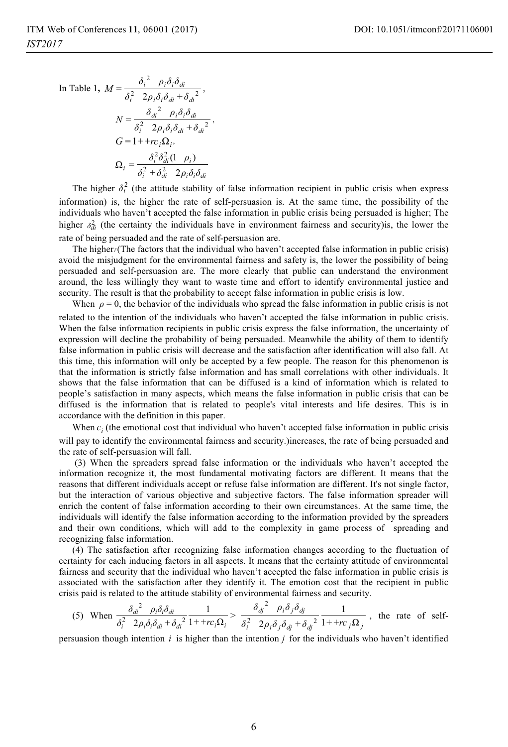In Table 1, $M = \dfrac{\delta_i{}^2 \quad \rho_i \delta_i \delta_{di}}{\delta_i^2 \quad 2\rho_i \delta_i \delta_{di} + \delta_{di}{}^2}$,

$$N = \frac{\delta_{di}{}^2 \quad \rho_i \delta_i \delta_{di}}{\delta_i^2 \quad 2\rho_i \delta_i \delta_{di} + \delta_{di}{}^2},$$

$$G = 1 + + rc_i \Omega_i,$$

$$\Omega_i = \frac{\delta_i^2 \delta_{di}^2 (1 \quad \rho_i)}{\delta_i^2 + \delta_{di}^2 \quad 2\rho_i \delta_i \delta_{di}}$$

The higher $\delta_i^2$ (the attitude stability of false information recipient in public crisis when express information) is, the higher the rate of self-persuasion is. At the same time, the possibility of the individuals who haven't accepted the false information in public crisis being persuaded is higher; The higher $\delta_{di}^2$ (the certainty the individuals have in environment fairness and security)is, the lower the rate of being persuaded and the rate of self-persuasion are.

The higher $r$ (The factors that the individual who haven't accepted false information in public crisis) avoid the misjudgment for the environmental fairness and safety is, the lower the possibility of being persuaded and self-persuasion are. The more clearly that public can understand the environment around, the less willingly they want to waste time and effort to identify environmental justice and security. The result is that the probability to accept false information in public crisis is low.

When $\rho = 0$, the behavior of the individuals who spread the false information in public crisis is not related to the intention of the individuals who haven't accepted the false information in public crisis. When the false information recipients in public crisis express the false information, the uncertainty of expression will decline the probability of being persuaded. Meanwhile the ability of them to identify false information in public crisis will decrease and the satisfaction after identification will also fall. At this time, this information will only be accepted by a few people. The reason for this phenomenon is that the information is strictly false information and has small correlations with other individuals. It shows that the false information that can be diffused is a kind of information which is related to people's satisfaction in many aspects, which means the false information in public crisis that can be diffused is the information that is related to people's vital interests and life desires. This is in accordance with the definition in this paper.

When $c_i$ (the emotional cost that individual who haven't accepted false information in public crisis will pay to identify the environmental fairness and security.)increases, the rate of being persuaded and the rate of self-persuasion will fall.

(3) When the spreaders spread false information or the individuals who haven't accepted the information recognize it, the most fundamental motivating factors are different. It means that the reasons that different individuals accept or refuse false information are different. It's not single factor, but the interaction of various objective and subjective factors. The false information spreader will enrich the content of false information according to their own circumstances. At the same time, the individuals will identify the false information according to the information provided by the spreaders and their own conditions, which will add to the complexity in game process of spreading and recognizing false information.

(4) The satisfaction after recognizing false information changes according to the fluctuation of certainty for each inducing factors in all aspects. It means that the certainty attitude of environmental fairness and security that the individual who haven't accepted the false information in public crisis is associated with the satisfaction after they identify it. The emotion cost that the recipient in public crisis paid is related to the attitude stability of environmental fairness and security.

(5) When $\dfrac{\delta_{di}{}^2 \quad \rho_i \delta_i \delta_{di}}{\delta_i^2 \quad 2\rho_i \delta_i \delta_{di} + \delta_{di}{}^2} \dfrac{1}{1 + + rc_i \Omega_i} > \dfrac{\delta_{dj}{}^2 \quad \rho_i \delta_j \delta_{dj}}{\delta_i^2 \quad 2\rho_i \delta_j \delta_{dj} + \delta_{dj}{}^2} \dfrac{1}{1 + + rc_j \Omega_j}$, the rate of self-persuasion though intention $i$ is higher than the intention $j$ for the individuals who haven't identified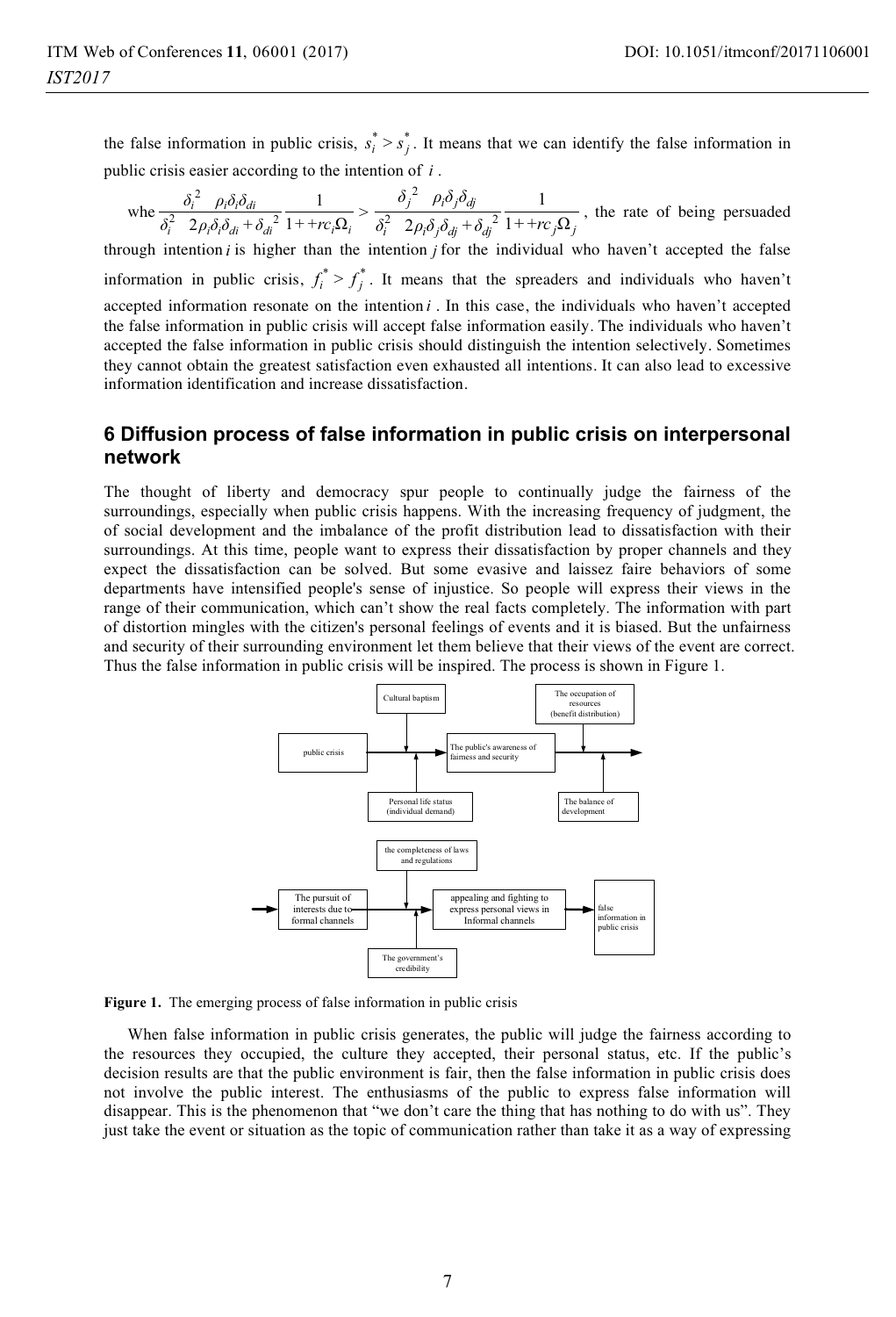the false information in public crisis, $s_i^* > s_j^*$. It means that we can identify the false information in public crisis easier according to the intention of $i$.

whe $\frac{\delta_i^2 \quad \rho_i\delta_i\delta_{di}}{\delta_i^2 \quad 2\rho_i\delta_i\delta_{di}+\delta_{di}^2}\frac{1}{1++rc_i\Omega_i} > \frac{\delta_j^2 \quad \rho_i\delta_j\delta_{dj}}{\delta_i^2 \quad 2\rho_i\delta_j\delta_{dj}+\delta_{dj}^2}\frac{1}{1++rc_j\Omega_j}$, the rate of being persuaded through intention $i$ is higher than the intention $j$ for the individual who haven't accepted the false information in public crisis, $f_i^* > f_j^*$. It means that the spreaders and individuals who haven't accepted information resonate on the intention $i$. In this case, the individuals who haven't accepted the false information in public crisis will accept false information easily. The individuals who haven't accepted the false information in public crisis should distinguish the intention selectively. Sometimes they cannot obtain the greatest satisfaction even exhausted all intentions. It can also lead to excessive information identification and increase dissatisfaction.

## 6 Diffusion process of false information in public crisis on interpersonal network

The thought of liberty and democracy spur people to continually judge the fairness of the surroundings, especially when public crisis happens. With the increasing frequency of judgment, the of social development and the imbalance of the profit distribution lead to dissatisfaction with their surroundings. At this time, people want to express their dissatisfaction by proper channels and they expect the dissatisfaction can be solved. But some evasive and laissez faire behaviors of some departments have intensified people's sense of injustice. So people will express their views in the range of their communication, which can't show the real facts completely. The information with part of distortion mingles with the citizen's personal feelings of events and it is biased. But the unfairness and security of their surrounding environment let them believe that their views of the event are correct. Thus the false information in public crisis will be inspired. The process is shown in Figure 1.

Cultural baptism

The occupation of resources (benefit distribution)

public crisis

The public's awareness of fairness and security

Personal life status (individual demand)

The balance of development

the completeness of laws and regulations

The pursuit of interests due to formal channels

appealing and fighting to express personal views in Informal channels

false information in public crisis

The government's credibility

**Figure 1.** The emerging process of false information in public crisis

When false information in public crisis generates, the public will judge the fairness according to the resources they occupied, the culture they accepted, their personal status, etc. If the public's decision results are that the public environment is fair, then the false information in public crisis does not involve the public interest. The enthusiasms of the public to express false information will disappear. This is the phenomenon that "we don't care the thing that has nothing to do with us". They just take the event or situation as the topic of communication rather than take it as a way of expressing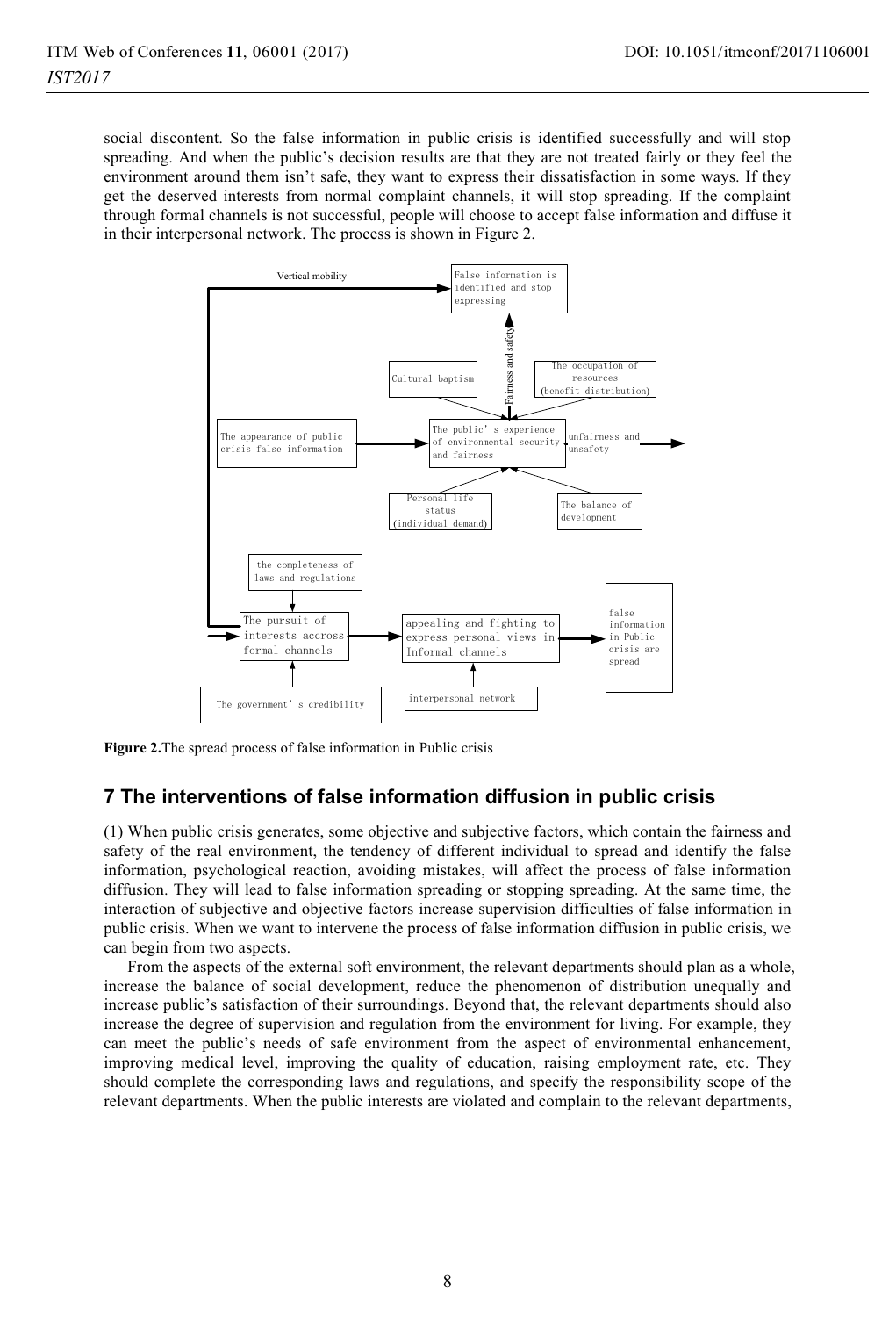social discontent. So the false information in public crisis is identified successfully and will stop spreading. And when the public's decision results are that they are not treated fairly or they feel the environment around them isn't safe, they want to express their dissatisfaction in some ways. If they get the deserved interests from normal complaint channels, it will stop spreading. If the complaint through formal channels is not successful, people will choose to accept false information and diffuse it in their interpersonal network. The process is shown in Figure 2.

**Figure 2.**The spread process of false information in Public crisis

## 7 The interventions of false information diffusion in public crisis

(1) When public crisis generates, some objective and subjective factors, which contain the fairness and safety of the real environment, the tendency of different individual to spread and identify the false information, psychological reaction, avoiding mistakes, will affect the process of false information diffusion. They will lead to false information spreading or stopping spreading. At the same time, the interaction of subjective and objective factors increase supervision difficulties of false information in public crisis. When we want to intervene the process of false information diffusion in public crisis, we can begin from two aspects.

From the aspects of the external soft environment, the relevant departments should plan as a whole, increase the balance of social development, reduce the phenomenon of distribution unequally and increase public's satisfaction of their surroundings. Beyond that, the relevant departments should also increase the degree of supervision and regulation from the environment for living. For example, they can meet the public's needs of safe environment from the aspect of environmental enhancement, improving medical level, improving the quality of education, raising employment rate, etc. They should complete the corresponding laws and regulations, and specify the responsibility scope of the relevant departments. When the public interests are violated and complain to the relevant departments,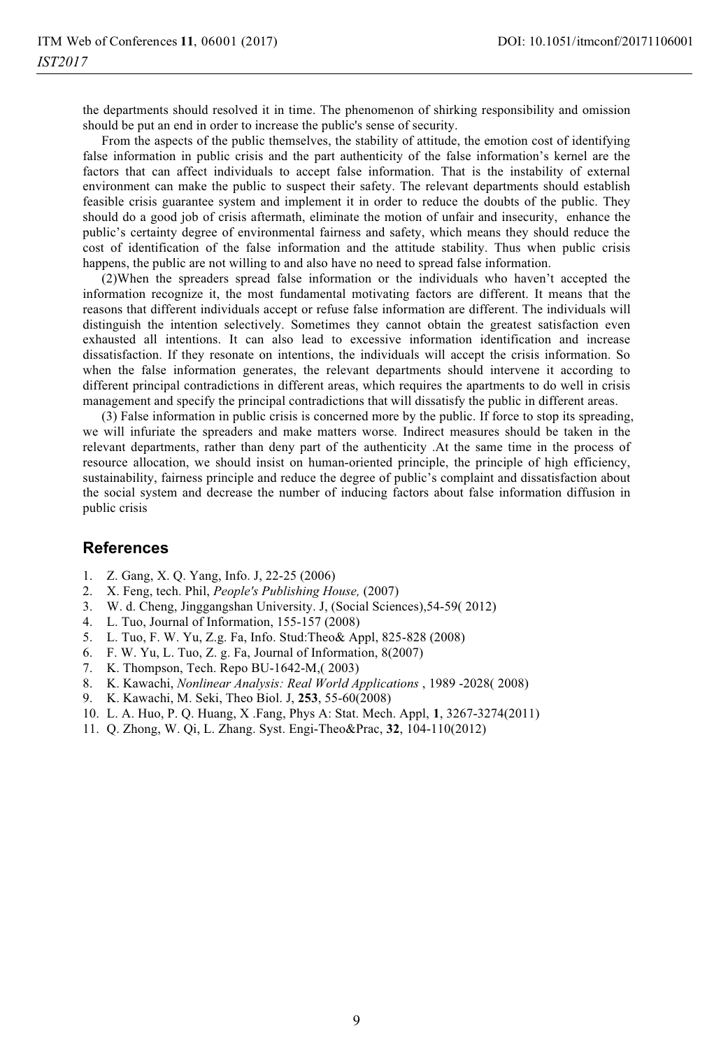the departments should resolved it in time. The phenomenon of shirking responsibility and omission should be put an end in order to increase the public's sense of security.

From the aspects of the public themselves, the stability of attitude, the emotion cost of identifying false information in public crisis and the part authenticity of the false information's kernel are the factors that can affect individuals to accept false information. That is the instability of external environment can make the public to suspect their safety. The relevant departments should establish feasible crisis guarantee system and implement it in order to reduce the doubts of the public. They should do a good job of crisis aftermath, eliminate the motion of unfair and insecurity, enhance the public's certainty degree of environmental fairness and safety, which means they should reduce the cost of identification of the false information and the attitude stability. Thus when public crisis happens, the public are not willing to and also have no need to spread false information.

(2)When the spreaders spread false information or the individuals who haven't accepted the information recognize it, the most fundamental motivating factors are different. It means that the reasons that different individuals accept or refuse false information are different. The individuals will distinguish the intention selectively. Sometimes they cannot obtain the greatest satisfaction even exhausted all intentions. It can also lead to excessive information identification and increase dissatisfaction. If they resonate on intentions, the individuals will accept the crisis information. So when the false information generates, the relevant departments should intervene it according to different principal contradictions in different areas, which requires the apartments to do well in crisis management and specify the principal contradictions that will dissatisfy the public in different areas.

(3) False information in public crisis is concerned more by the public. If force to stop its spreading, we will infuriate the spreaders and make matters worse. Indirect measures should be taken in the relevant departments, rather than deny part of the authenticity .At the same time in the process of resource allocation, we should insist on human-oriented principle, the principle of high efficiency, sustainability, fairness principle and reduce the degree of public's complaint and dissatisfaction about the social system and decrease the number of inducing factors about false information diffusion in public crisis

## References

1. Z. Gang, X. Q. Yang, Info. J, 22-25 (2006)
2. X. Feng, tech. Phil, *People's Publishing House,* (2007)
3. W. d. Cheng, Jinggangshan University. J, (Social Sciences),54-59( 2012)
4. L. Tuo, Journal of Information, 155-157 (2008)
5. L. Tuo, F. W. Yu, Z.g. Fa, Info. Stud:Theo& Appl, 825-828 (2008)
6. F. W. Yu, L. Tuo, Z. g. Fa, Journal of Information, 8(2007)
7. K. Thompson, Tech. Repo BU-1642-M,( 2003)
8. K. Kawachi, *Nonlinear Analysis: Real World Applications* , 1989 -2028( 2008)
9. K. Kawachi, M. Seki, Theo Biol. J, **253**, 55-60(2008)
10. L. A. Huo, P. Q. Huang, X .Fang, Phys A: Stat. Mech. Appl, **1**, 3267-3274(2011)
11. Q. Zhong, W. Qi, L. Zhang. Syst. Engi-Theo&Prac, **32**, 104-110(2012)